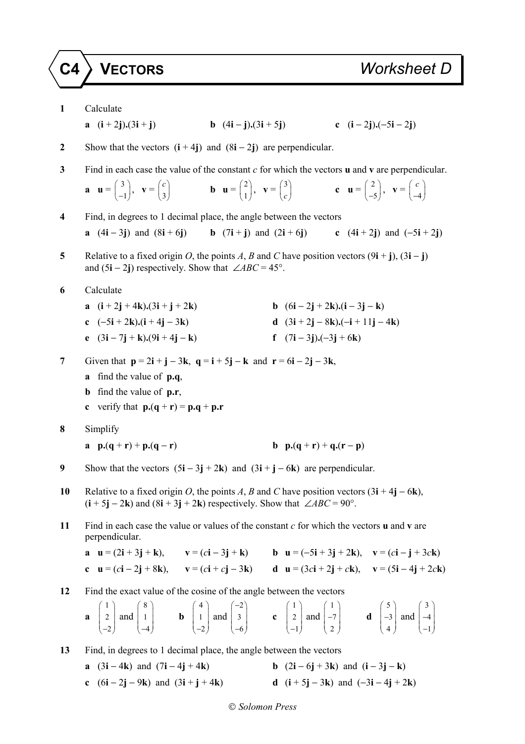# C4 VECTORS — Worksheet D

**1** Calculate

**a** $(\mathbf{i} + 2\mathbf{j}).(3\mathbf{i} + \mathbf{j})$ **b** $(4\mathbf{i} - \mathbf{j}).(3\mathbf{i} + 5\mathbf{j})$ **c** $(\mathbf{i} - 2\mathbf{j}).(-5\mathbf{i} - 2\mathbf{j})$

**2** Show that the vectors $(\mathbf{i} + 4\mathbf{j})$ and $(8\mathbf{i} - 2\mathbf{j})$ are perpendicular.

**3** Find in each case the value of the constant $c$ for which the vectors $\mathbf{u}$ and $\mathbf{v}$ are perpendicular.

**a** $\mathbf{u} = \begin{pmatrix} 3 \\ -1 \end{pmatrix}$, $\mathbf{v} = \begin{pmatrix} c \\ 3 \end{pmatrix}$ **b** $\mathbf{u} = \begin{pmatrix} 2 \\ 1 \end{pmatrix}$, $\mathbf{v} = \begin{pmatrix} 3 \\ c \end{pmatrix}$ **c** $\mathbf{u} = \begin{pmatrix} 2 \\ -5 \end{pmatrix}$, $\mathbf{v} = \begin{pmatrix} c \\ -4 \end{pmatrix}$

**4** Find, in degrees to 1 decimal place, the angle between the vectors

**a** $(4\mathbf{i} - 3\mathbf{j})$ and $(8\mathbf{i} + 6\mathbf{j})$ **b** $(7\mathbf{i} + \mathbf{j})$ and $(2\mathbf{i} + 6\mathbf{j})$ **c** $(4\mathbf{i} + 2\mathbf{j})$ and $(-5\mathbf{i} + 2\mathbf{j})$

**5** Relative to a fixed origin $O$, the points $A$, $B$ and $C$ have position vectors $(9\mathbf{i} + \mathbf{j})$, $(3\mathbf{i} - \mathbf{j})$ and $(5\mathbf{i} - 2\mathbf{j})$ respectively. Show that $\angle ABC = 45°$.

**6** Calculate

**a** $(\mathbf{i} + 2\mathbf{j} + 4\mathbf{k}).(3\mathbf{i} + \mathbf{j} + 2\mathbf{k})$ **b** $(6\mathbf{i} - 2\mathbf{j} + 2\mathbf{k}).(\mathbf{i} - 3\mathbf{j} - \mathbf{k})$

**c** $(-5\mathbf{i} + 2\mathbf{k}).(\mathbf{i} + 4\mathbf{j} - 3\mathbf{k})$ **d** $(3\mathbf{i} + 2\mathbf{j} - 8\mathbf{k}).(-\mathbf{i} + 11\mathbf{j} - 4\mathbf{k})$

**e** $(3\mathbf{i} - 7\mathbf{j} + \mathbf{k}).(9\mathbf{i} + 4\mathbf{j} - \mathbf{k})$ **f** $(7\mathbf{i} - 3\mathbf{j}).(-3\mathbf{j} + 6\mathbf{k})$

**7** Given that $\mathbf{p} = 2\mathbf{i} + \mathbf{j} - 3\mathbf{k}$, $\mathbf{q} = \mathbf{i} + 5\mathbf{j} - \mathbf{k}$ and $\mathbf{r} = 6\mathbf{i} - 2\mathbf{j} - 3\mathbf{k}$,

**a** find the value of $\mathbf{p}.\mathbf{q}$,

**b** find the value of $\mathbf{p}.\mathbf{r}$,

**c** verify that $\mathbf{p}.(\mathbf{q} + \mathbf{r}) = \mathbf{p}.\mathbf{q} + \mathbf{p}.\mathbf{r}$

**8** Simplify

**a** $\mathbf{p}.(\mathbf{q} + \mathbf{r}) + \mathbf{p}.(\mathbf{q} - \mathbf{r})$ **b** $\mathbf{p}.(\mathbf{q} + \mathbf{r}) + \mathbf{q}.(\mathbf{r} - \mathbf{p})$

**9** Show that the vectors $(5\mathbf{i} - 3\mathbf{j} + 2\mathbf{k})$ and $(3\mathbf{i} + \mathbf{j} - 6\mathbf{k})$ are perpendicular.

**10** Relative to a fixed origin $O$, the points $A$, $B$ and $C$ have position vectors $(3\mathbf{i} + 4\mathbf{j} - 6\mathbf{k})$, $(\mathbf{i} + 5\mathbf{j} - 2\mathbf{k})$ and $(8\mathbf{i} + 3\mathbf{j} + 2\mathbf{k})$ respectively. Show that $\angle ABC = 90°$.

**11** Find in each case the value or values of the constant $c$ for which the vectors $\mathbf{u}$ and $\mathbf{v}$ are perpendicular.

**a** $\mathbf{u} = (2\mathbf{i} + 3\mathbf{j} + \mathbf{k})$, $\mathbf{v} = (c\mathbf{i} - 3\mathbf{j} + \mathbf{k})$ **b** $\mathbf{u} = (-5\mathbf{i} + 3\mathbf{j} + 2\mathbf{k})$, $\mathbf{v} = (c\mathbf{i} - \mathbf{j} + 3c\mathbf{k})$

**c** $\mathbf{u} = (c\mathbf{i} - 2\mathbf{j} + 8\mathbf{k})$, $\mathbf{v} = (c\mathbf{i} + c\mathbf{j} - 3\mathbf{k})$ **d** $\mathbf{u} = (3c\mathbf{i} + 2\mathbf{j} + c\mathbf{k})$, $\mathbf{v} = (5\mathbf{i} - 4\mathbf{j} + 2c\mathbf{k})$

**12** Find the exact value of the cosine of the angle between the vectors

**a** $\begin{pmatrix} 1 \\ 2 \\ -2 \end{pmatrix}$ and $\begin{pmatrix} 8 \\ 1 \\ -4 \end{pmatrix}$ **b** $\begin{pmatrix} 4 \\ 1 \\ -2 \end{pmatrix}$ and $\begin{pmatrix} -2 \\ 3 \\ -6 \end{pmatrix}$ **c** $\begin{pmatrix} 1 \\ 2 \\ -1 \end{pmatrix}$ and $\begin{pmatrix} 1 \\ -7 \\ 2 \end{pmatrix}$ **d** $\begin{pmatrix} 5 \\ -3 \\ 4 \end{pmatrix}$ and $\begin{pmatrix} 3 \\ -4 \\ -1 \end{pmatrix}$

**13** Find, in degrees to 1 decimal place, the angle between the vectors

**a** $(3\mathbf{i} - 4\mathbf{k})$ and $(7\mathbf{i} - 4\mathbf{j} + 4\mathbf{k})$ **b** $(2\mathbf{i} - 6\mathbf{j} + 3\mathbf{k})$ and $(\mathbf{i} - 3\mathbf{j} - \mathbf{k})$

**c** $(6\mathbf{i} - 2\mathbf{j} - 9\mathbf{k})$ and $(3\mathbf{i} + \mathbf{j} + 4\mathbf{k})$ **d** $(\mathbf{i} + 5\mathbf{j} - 3\mathbf{k})$ and $(-3\mathbf{i} - 4\mathbf{j} + 2\mathbf{k})$

© Solomon Press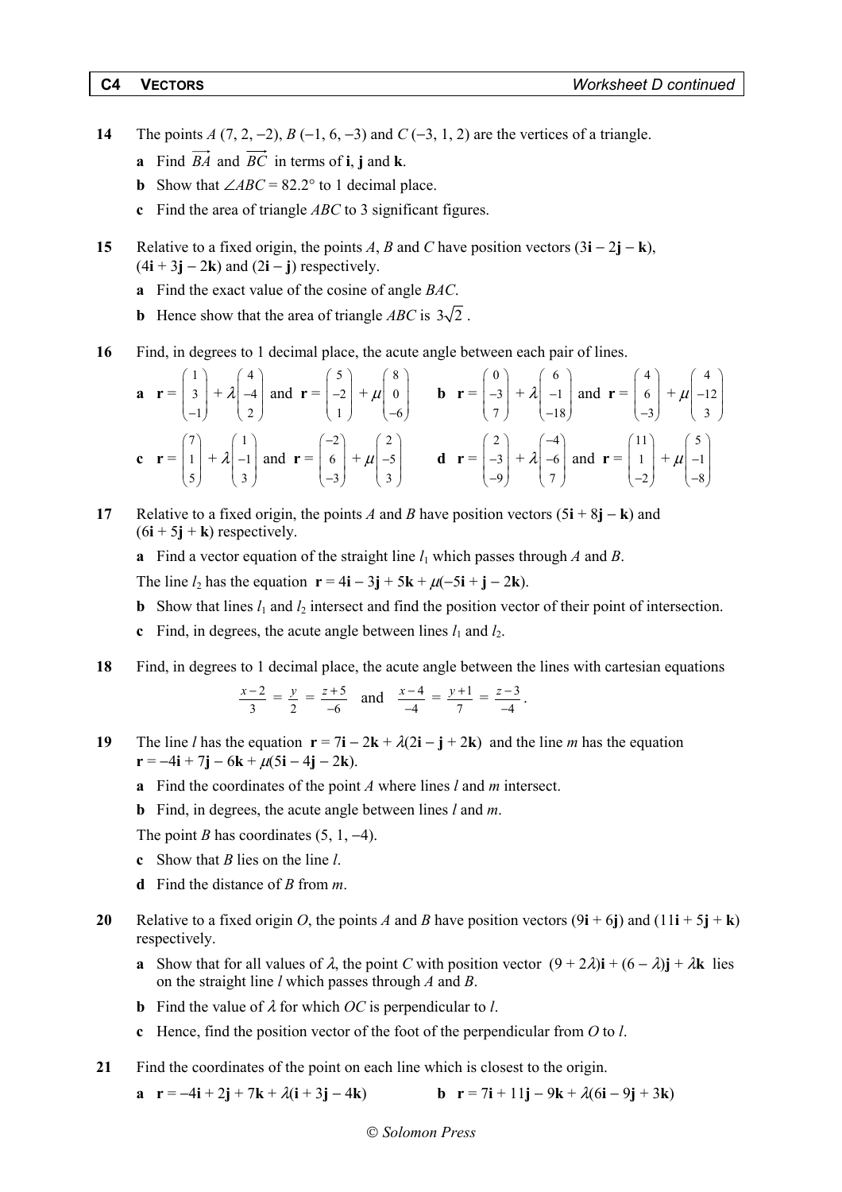**14** The points $A$ (7, 2, −2), $B$ (−1, 6, −3) and $C$ (−3, 1, 2) are the vertices of a triangle.

**a** Find $\overrightarrow{BA}$ and $\overrightarrow{BC}$ in terms of **i**, **j** and **k**.

**b** Show that $\angle ABC = 82.2°$ to 1 decimal place.

**c** Find the area of triangle $ABC$ to 3 significant figures.

**15** Relative to a fixed origin, the points $A$, $B$ and $C$ have position vectors $(3\mathbf{i} - 2\mathbf{j} - \mathbf{k})$, $(4\mathbf{i} + 3\mathbf{j} - 2\mathbf{k})$ and $(2\mathbf{i} - \mathbf{j})$ respectively.

**a** Find the exact value of the cosine of angle $BAC$.

**b** Hence show that the area of triangle $ABC$ is $3\sqrt{2}$.

**16** Find, in degrees to 1 decimal place, the acute angle between each pair of lines.

**a** $\mathbf{r} = \begin{pmatrix} 1 \\ 3 \\ -1 \end{pmatrix} + \lambda \begin{pmatrix} 4 \\ -4 \\ 2 \end{pmatrix}$ and $\mathbf{r} = \begin{pmatrix} 5 \\ -2 \\ 1 \end{pmatrix} + \mu \begin{pmatrix} 8 \\ 0 \\ -6 \end{pmatrix}$

**b** $\mathbf{r} = \begin{pmatrix} 0 \\ -3 \\ 7 \end{pmatrix} + \lambda \begin{pmatrix} 6 \\ -1 \\ -18 \end{pmatrix}$ and $\mathbf{r} = \begin{pmatrix} 4 \\ 6 \\ -3 \end{pmatrix} + \mu \begin{pmatrix} 4 \\ -12 \\ 3 \end{pmatrix}$

**c** $\mathbf{r} = \begin{pmatrix} 7 \\ 1 \\ 5 \end{pmatrix} + \lambda \begin{pmatrix} 1 \\ -1 \\ 3 \end{pmatrix}$ and $\mathbf{r} = \begin{pmatrix} -2 \\ 6 \\ -3 \end{pmatrix} + \mu \begin{pmatrix} 2 \\ -5 \\ 3 \end{pmatrix}$

**d** $\mathbf{r} = \begin{pmatrix} 2 \\ -3 \\ -9 \end{pmatrix} + \lambda \begin{pmatrix} -4 \\ -6 \\ 7 \end{pmatrix}$ and $\mathbf{r} = \begin{pmatrix} 11 \\ 1 \\ -2 \end{pmatrix} + \mu \begin{pmatrix} 5 \\ -1 \\ -8 \end{pmatrix}$

**17** Relative to a fixed origin, the points $A$ and $B$ have position vectors $(5\mathbf{i} + 8\mathbf{j} - \mathbf{k})$ and $(6\mathbf{i} + 5\mathbf{j} + \mathbf{k})$ respectively.

**a** Find a vector equation of the straight line $l_1$ which passes through $A$ and $B$.

The line $l_2$ has the equation $\mathbf{r} = 4\mathbf{i} - 3\mathbf{j} + 5\mathbf{k} + \mu(-5\mathbf{i} + \mathbf{j} - 2\mathbf{k})$.

**b** Show that lines $l_1$ and $l_2$ intersect and find the position vector of their point of intersection.

**c** Find, in degrees, the acute angle between lines $l_1$ and $l_2$.

**18** Find, in degrees to 1 decimal place, the acute angle between the lines with cartesian equations

$$\frac{x-2}{3} = \frac{y}{2} = \frac{z+5}{-6} \quad \text{and} \quad \frac{x-4}{-4} = \frac{y+1}{7} = \frac{z-3}{-4}.$$

**19** The line $l$ has the equation $\mathbf{r} = 7\mathbf{i} - 2\mathbf{k} + \lambda(2\mathbf{i} - \mathbf{j} + 2\mathbf{k})$ and the line $m$ has the equation $\mathbf{r} = -4\mathbf{i} + 7\mathbf{j} - 6\mathbf{k} + \mu(5\mathbf{i} - 4\mathbf{j} - 2\mathbf{k})$.

**a** Find the coordinates of the point $A$ where lines $l$ and $m$ intersect.

**b** Find, in degrees, the acute angle between lines $l$ and $m$.

The point $B$ has coordinates (5, 1, −4).

**c** Show that $B$ lies on the line $l$.

**d** Find the distance of $B$ from $m$.

**20** Relative to a fixed origin $O$, the points $A$ and $B$ have position vectors $(9\mathbf{i} + 6\mathbf{j})$ and $(11\mathbf{i} + 5\mathbf{j} + \mathbf{k})$ respectively.

**a** Show that for all values of $\lambda$, the point $C$ with position vector $(9 + 2\lambda)\mathbf{i} + (6 - \lambda)\mathbf{j} + \lambda\mathbf{k}$ lies on the straight line $l$ which passes through $A$ and $B$.

**b** Find the value of $\lambda$ for which $OC$ is perpendicular to $l$.

**c** Hence, find the position vector of the foot of the perpendicular from $O$ to $l$.

**21** Find the coordinates of the point on each line which is closest to the origin.

**a** $\mathbf{r} = -4\mathbf{i} + 2\mathbf{j} + 7\mathbf{k} + \lambda(\mathbf{i} + 3\mathbf{j} - 4\mathbf{k})$

**b** $\mathbf{r} = 7\mathbf{i} + 11\mathbf{j} - 9\mathbf{k} + \lambda(6\mathbf{i} - 9\mathbf{j} + 3\mathbf{k})$